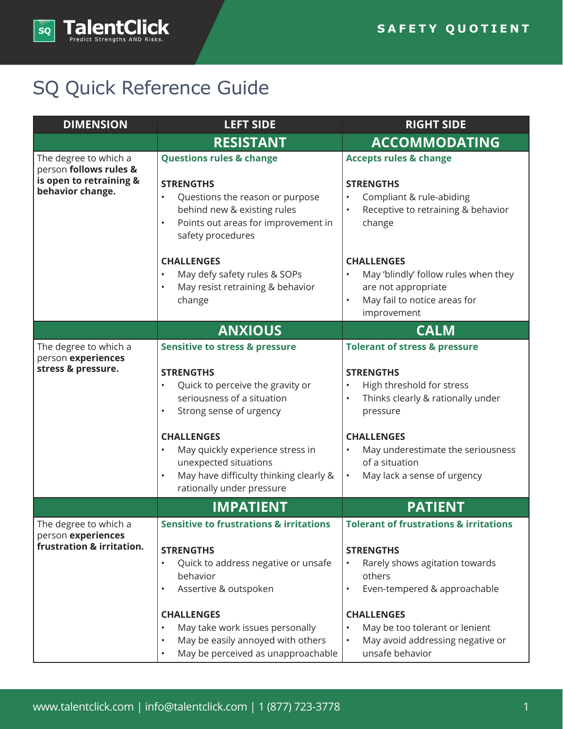TalentClick — Predict Strengths AND Risks.

SAFETY QUOTIENT

# SQ Quick Reference Guide

| DIMENSION | LEFT SIDE | RIGHT SIDE |
|---|---|---|
| | **RESISTANT** | **ACCOMMODATING** |
| The degree to which a person **follows rules & is open to retraining & behavior change.** | **Questions rules & change**<br><br>**STRENGTHS**<br>• Questions the reason or purpose behind new & existing rules<br>• Points out areas for improvement in safety procedures<br><br>**CHALLENGES**<br>• May defy safety rules & SOPs<br>• May resist retraining & behavior change | **Accepts rules & change**<br><br>**STRENGTHS**<br>• Compliant & rule-abiding<br>• Receptive to retraining & behavior change<br><br>**CHALLENGES**<br>• May 'blindly' follow rules when they are not appropriate<br>• May fail to notice areas for improvement |
| | **ANXIOUS** | **CALM** |
| The degree to which a person **experiences stress & pressure.** | **Sensitive to stress & pressure**<br><br>**STRENGTHS**<br>• Quick to perceive the gravity or seriousness of a situation<br>• Strong sense of urgency<br><br>**CHALLENGES**<br>• May quickly experience stress in unexpected situations<br>• May have difficulty thinking clearly & rationally under pressure | **Tolerant of stress & pressure**<br><br>**STRENGTHS**<br>• High threshold for stress<br>• Thinks clearly & rationally under pressure<br><br>**CHALLENGES**<br>• May underestimate the seriousness of a situation<br>• May lack a sense of urgency |
| | **IMPATIENT** | **PATIENT** |
| The degree to which a person **experiences frustration & irritation.** | **Sensitive to frustrations & irritations**<br><br>**STRENGTHS**<br>• Quick to address negative or unsafe behavior<br>• Assertive & outspoken<br><br>**CHALLENGES**<br>• May take work issues personally<br>• May be easily annoyed with others<br>• May be perceived as unapproachable | **Tolerant of frustrations & irritations**<br><br>**STRENGTHS**<br>• Rarely shows agitation towards others<br>• Even-tempered & approachable<br><br>**CHALLENGES**<br>• May be too tolerant or lenient<br>• May avoid addressing negative or unsafe behavior |

www.talentclick.com | info@talentclick.com | 1 (877) 723-3778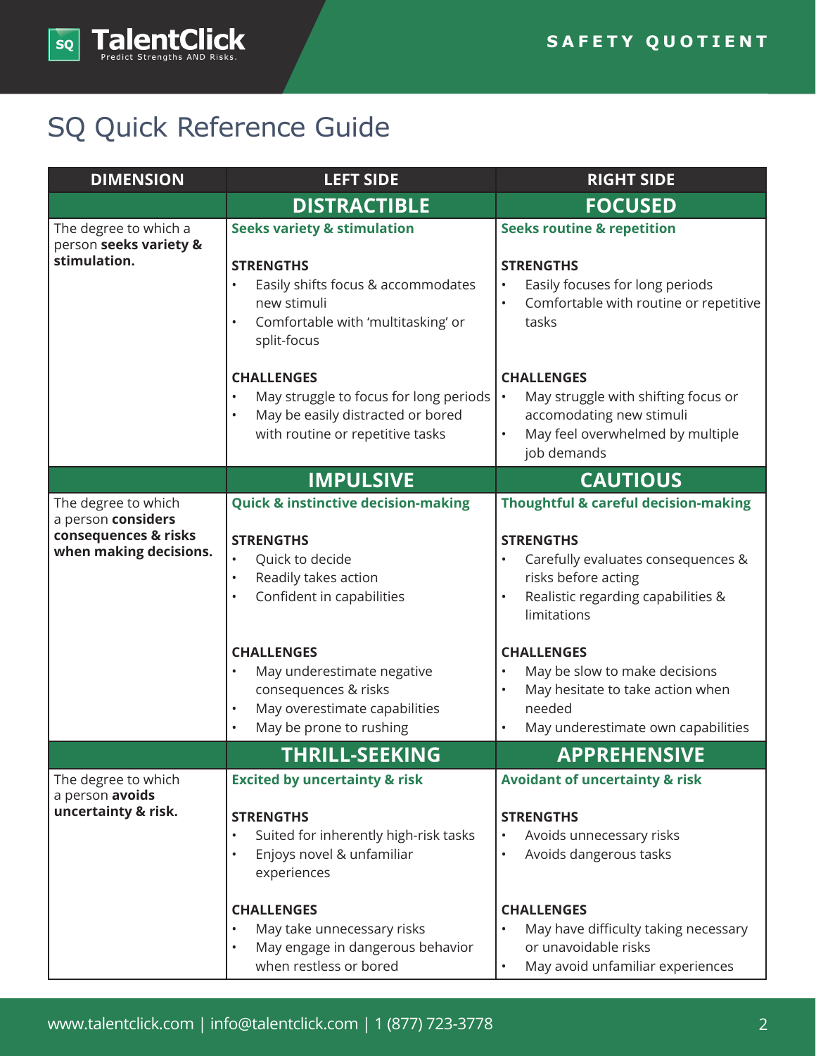SAFETY QUOTIENT

# SQ Quick Reference Guide

| DIMENSION | LEFT SIDE | RIGHT SIDE |
|---|---|---|
| | **DISTRACTIBLE** | **FOCUSED** |
| The degree to which a person **seeks variety & stimulation.** | **Seeks variety & stimulation**<br><br>**STRENGTHS**<br>• Easily shifts focus & accommodates new stimuli<br>• Comfortable with 'multitasking' or split-focus<br><br>**CHALLENGES**<br>• May struggle to focus for long periods<br>• May be easily distracted or bored with routine or repetitive tasks | **Seeks routine & repetition**<br><br>**STRENGTHS**<br>• Easily focuses for long periods<br>• Comfortable with routine or repetitive tasks<br><br>**CHALLENGES**<br>• May struggle with shifting focus or accomodating new stimuli<br>• May feel overwhelmed by multiple job demands |
| | **IMPULSIVE** | **CAUTIOUS** |
| The degree to which a person **considers consequences & risks when making decisions.** | **Quick & instinctive decision-making**<br><br>**STRENGTHS**<br>• Quick to decide<br>• Readily takes action<br>• Confident in capabilities<br><br>**CHALLENGES**<br>• May underestimate negative consequences & risks<br>• May overestimate capabilities<br>• May be prone to rushing | **Thoughtful & careful decision-making**<br><br>**STRENGTHS**<br>• Carefully evaluates consequences & risks before acting<br>• Realistic regarding capabilities & limitations<br><br>**CHALLENGES**<br>• May be slow to make decisions<br>• May hesitate to take action when needed<br>• May underestimate own capabilities |
| | **THRILL-SEEKING** | **APPREHENSIVE** |
| The degree to which a person **avoids uncertainty & risk.** | **Excited by uncertainty & risk**<br><br>**STRENGTHS**<br>• Suited for inherently high-risk tasks<br>• Enjoys novel & unfamiliar experiences<br><br>**CHALLENGES**<br>• May take unnecessary risks<br>• May engage in dangerous behavior when restless or bored | **Avoidant of uncertainty & risk**<br><br>**STRENGTHS**<br>• Avoids unnecessary risks<br>• Avoids dangerous tasks<br><br>**CHALLENGES**<br>• May have difficulty taking necessary or unavoidable risks<br>• May avoid unfamiliar experiences |

www.talentclick.com | info@talentclick.com | 1 (877) 723-3778